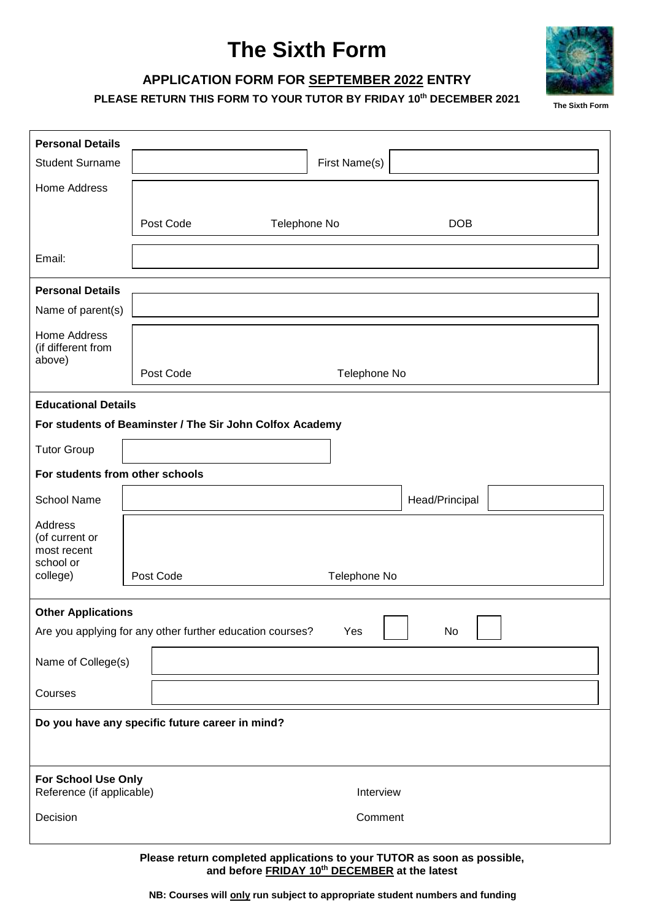# The Sixth Form

**APPLICATION FORM FOR SEPTEMBER 2022 ENTRY**

**PLEASE RETURN THIS FORM TO YOUR TUTOR BY FRIDAY 10th DECEMBER 2021**

The Sixth Form

**Personal Details**

| | | | |
|---|---|---|---|
| Student Surname | | First Name(s) | |
| Home Address | | | |
| | Post Code | Telephone No | DOB |
| Email: | | | |

**Personal Details**

| | | |
|---|---|---|
| Name of parent(s) | | |
| Home Address (if different from above) | | |
| | Post Code | Telephone No |

**Educational Details**

**For students of Beaminster / The Sir John Colfox Academy**

| | |
|---|---|
| Tutor Group | |

**For students from other schools**

| | | | |
|---|---|---|---|
| School Name | | Head/Principal | |
| Address (of current or most recent school or college) | Post Code | Telephone No | |

**Other Applications**

Are you applying for any other further education courses? Yes ☐ No ☐

| | |
|---|---|
| Name of College(s) | |
| Courses | |

**Do you have any specific future career in mind?**

**For School Use Only**

| | |
|---|---|
| Reference (if applicable) | Interview |
| Decision | Comment |

**Please return completed applications to your TUTOR as soon as possible, and before FRIDAY 10th DECEMBER at the latest**

**NB: Courses will only run subject to appropriate student numbers and funding**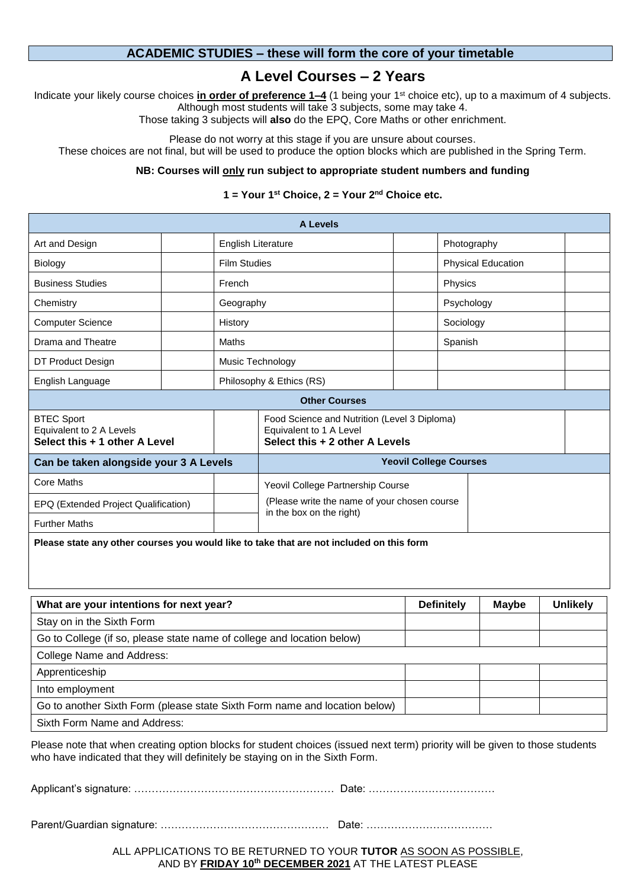## ACADEMIC STUDIES – these will form the core of your timetable

# A Level Courses – 2 Years

Indicate your likely course choices **in order of preference 1–4** (1 being your 1st choice etc), up to a maximum of 4 subjects. Although most students will take 3 subjects, some may take 4.
Those taking 3 subjects will **also** do the EPQ, Core Maths or other enrichment.

Please do not worry at this stage if you are unsure about courses.
These choices are not final, but will be used to produce the option blocks which are published in the Spring Term.

**NB: Courses will only run subject to appropriate student numbers and funding**

**1 = Your 1st Choice, 2 = Your 2nd Choice etc.**

| A Levels | | | | | |
|---|---|---|---|---|---|
| Art and Design | | English Literature | | Photography | |
| Biology | | Film Studies | | Physical Education | |
| Business Studies | | French | | Physics | |
| Chemistry | | Geography | | Psychology | |
| Computer Science | | History | | Sociology | |
| Drama and Theatre | | Maths | | Spanish | |
| DT Product Design | | Music Technology | | | |
| English Language | | Philosophy & Ethics (RS) | | | |

| Other Courses | | | |
|---|---|---|---|
| BTEC Sport<br>Equivalent to 2 A Levels<br>**Select this + 1 other A Level** | | Food Science and Nutrition (Level 3 Diploma)<br>Equivalent to 1 A Level<br>**Select this + 2 other A Levels** | |
| **Can be taken alongside your 3 A Levels** | | **Yeovil College Courses** | |
| Core Maths | | Yeovil College Partnership Course<br>(Please write the name of your chosen course in the box on the right) | |
| EPQ (Extended Project Qualification) | | | |
| Further Maths | | | |

**Please state any other courses you would like to take that are not included on this form**

| What are your intentions for next year? | Definitely | Maybe | Unlikely |
|---|---|---|---|
| Stay on in the Sixth Form | | | |
| Go to College (if so, please state name of college and location below) | | | |
| College Name and Address: | | | |
| Apprenticeship | | | |
| Into employment | | | |
| Go to another Sixth Form (please state Sixth Form name and location below) | | | |
| Sixth Form Name and Address: | | | |

Please note that when creating option blocks for student choices (issued next term) priority will be given to those students who have indicated that they will definitely be staying on in the Sixth Form.

Applicant's signature: ………………………………………………… Date: ………………………………

Parent/Guardian signature: ………………………………………… Date: ………………………………

ALL APPLICATIONS TO BE RETURNED TO YOUR **TUTOR** AS SOON AS POSSIBLE, AND BY **FRIDAY 10th DECEMBER 2021** AT THE LATEST PLEASE